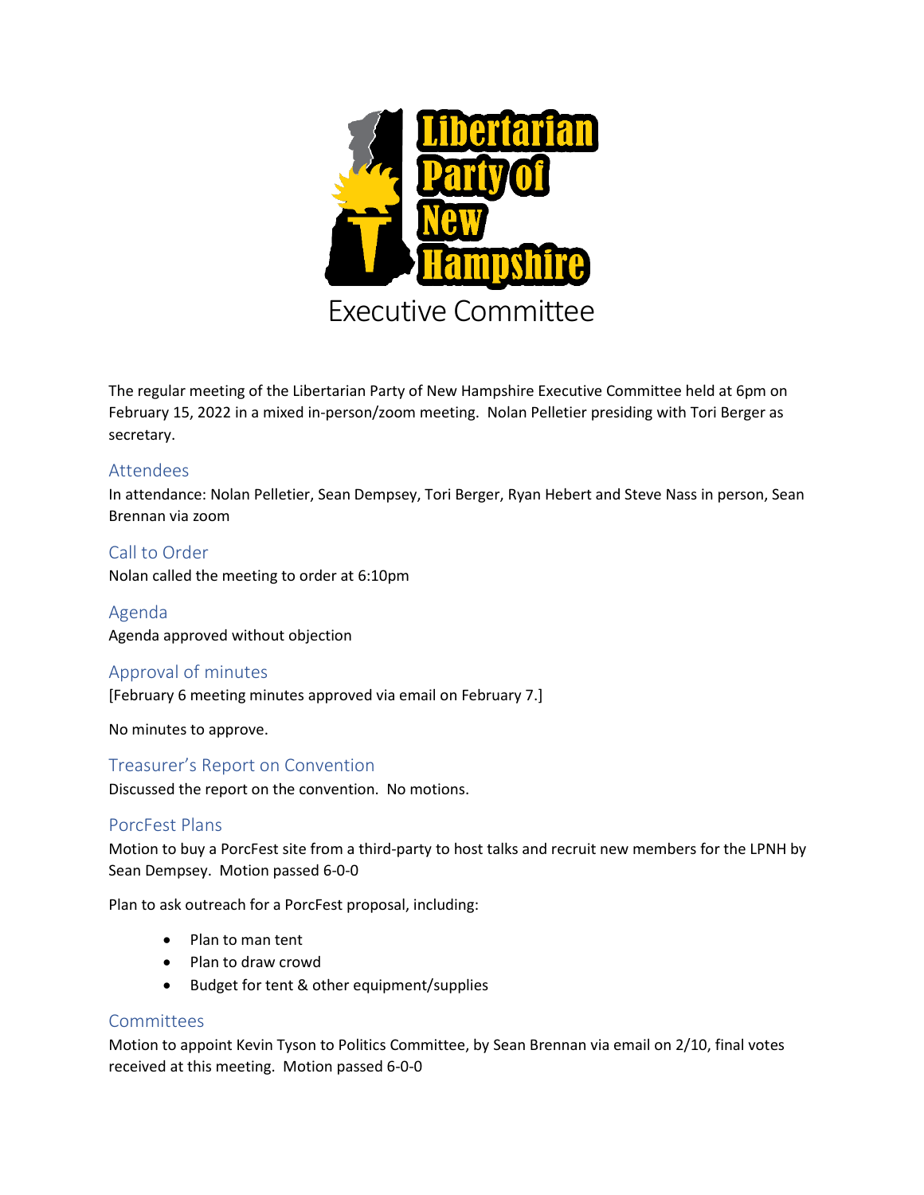# Libertarian Party of New Hampshire

## Executive Committee

The regular meeting of the Libertarian Party of New Hampshire Executive Committee held at 6pm on February 15, 2022 in a mixed in-person/zoom meeting. Nolan Pelletier presiding with Tori Berger as secretary.

### Attendees

In attendance: Nolan Pelletier, Sean Dempsey, Tori Berger, Ryan Hebert and Steve Nass in person, Sean Brennan via zoom

### Call to Order

Nolan called the meeting to order at 6:10pm

### Agenda

Agenda approved without objection

### Approval of minutes

[February 6 meeting minutes approved via email on February 7.]

No minutes to approve.

### Treasurer's Report on Convention

Discussed the report on the convention. No motions.

### PorcFest Plans

Motion to buy a PorcFest site from a third-party to host talks and recruit new members for the LPNH by Sean Dempsey. Motion passed 6-0-0

Plan to ask outreach for a PorcFest proposal, including:

- Plan to man tent
- Plan to draw crowd
- Budget for tent & other equipment/supplies

### Committees

Motion to appoint Kevin Tyson to Politics Committee, by Sean Brennan via email on 2/10, final votes received at this meeting. Motion passed 6-0-0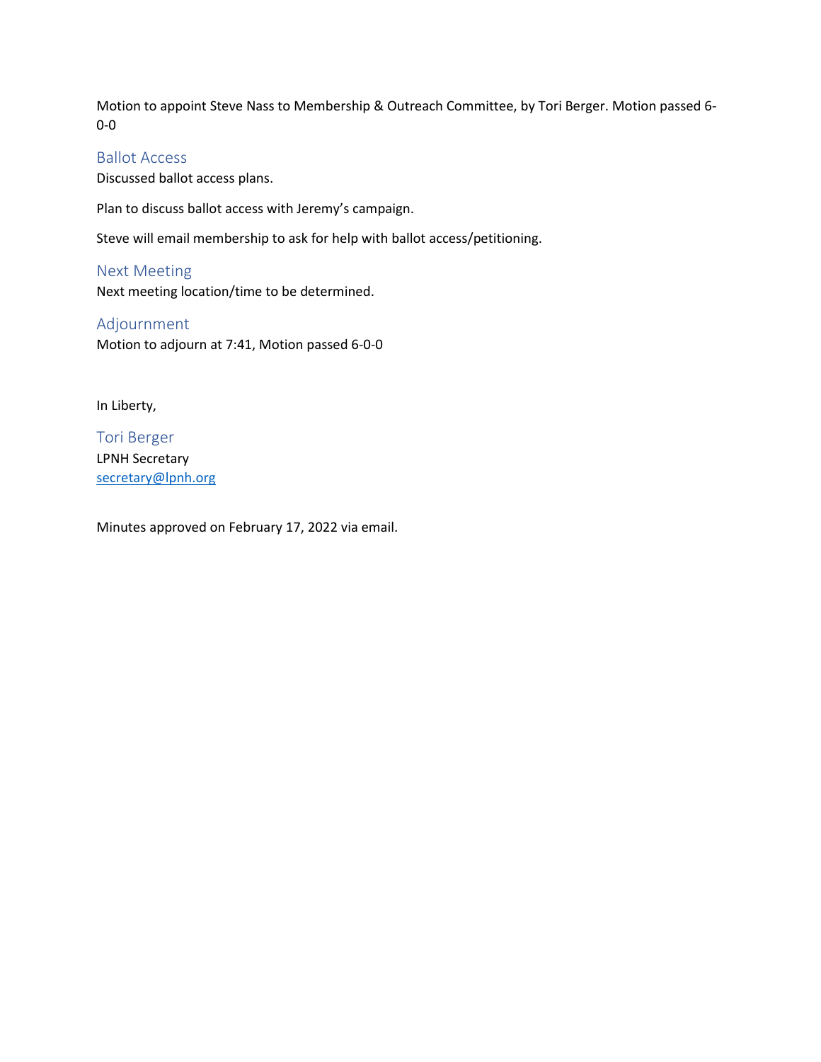Motion to appoint Steve Nass to Membership & Outreach Committee, by Tori Berger. Motion passed 6-0-0

## Ballot Access

Discussed ballot access plans.

Plan to discuss ballot access with Jeremy's campaign.

Steve will email membership to ask for help with ballot access/petitioning.

## Next Meeting

Next meeting location/time to be determined.

## Adjournment

Motion to adjourn at 7:41, Motion passed 6-0-0

In Liberty,

Tori Berger
LPNH Secretary
secretary@lpnh.org

Minutes approved on February 17, 2022 via email.